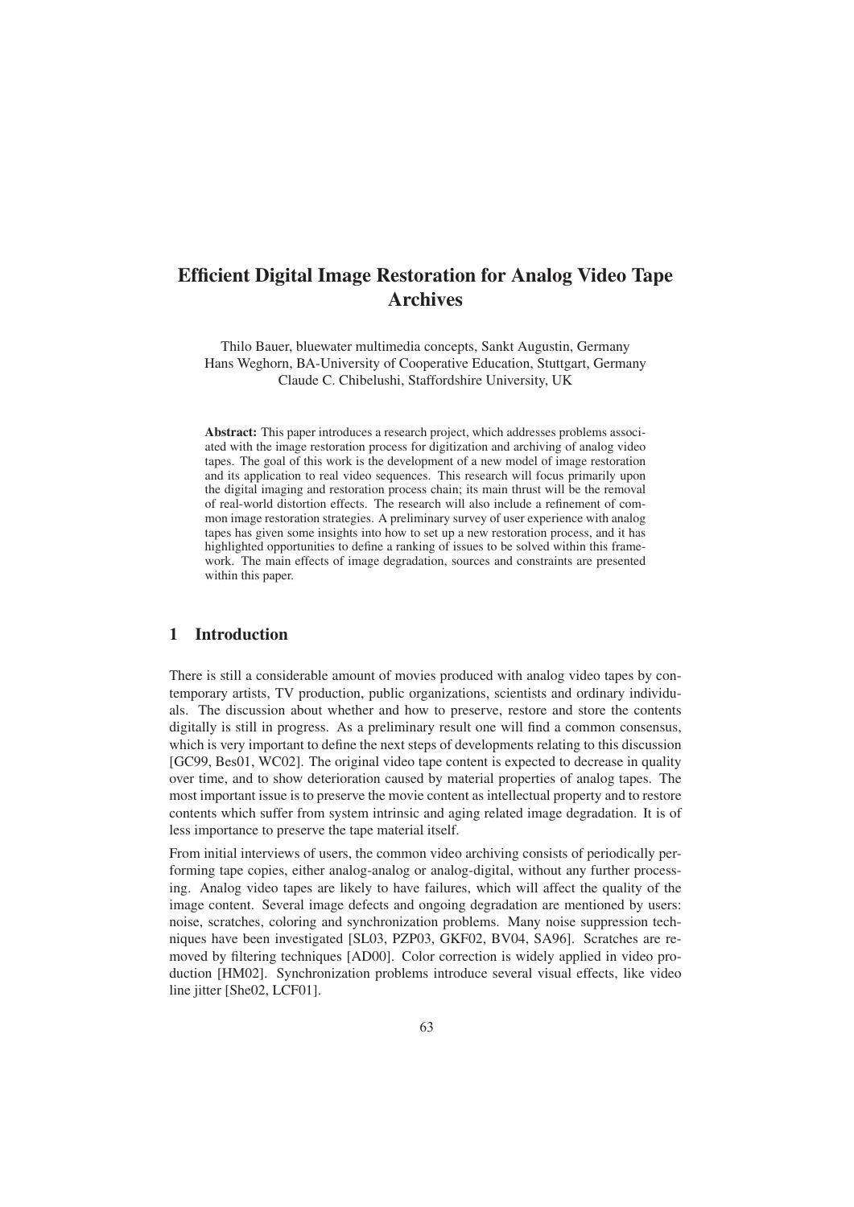# Efficient Digital Image Restoration for Analog Video Tape Archives

Thilo Bauer, bluewater multimedia concepts, Sankt Augustin, Germany
Hans Weghorn, BA-University of Cooperative Education, Stuttgart, Germany
Claude C. Chibelushi, Staffordshire University, UK

**Abstract:** This paper introduces a research project, which addresses problems associated with the image restoration process for digitization and archiving of analog video tapes. The goal of this work is the development of a new model of image restoration and its application to real video sequences. This research will focus primarily upon the digital imaging and restoration process chain; its main thrust will be the removal of real-world distortion effects. The research will also include a refinement of common image restoration strategies. A preliminary survey of user experience with analog tapes has given some insights into how to set up a new restoration process, and it has highlighted opportunities to define a ranking of issues to be solved within this framework. The main effects of image degradation, sources and constraints are presented within this paper.

## 1 Introduction

There is still a considerable amount of movies produced with analog video tapes by contemporary artists, TV production, public organizations, scientists and ordinary individuals. The discussion about whether and how to preserve, restore and store the contents digitally is still in progress. As a preliminary result one will find a common consensus, which is very important to define the next steps of developments relating to this discussion [GC99, Bes01, WC02]. The original video tape content is expected to decrease in quality over time, and to show deterioration caused by material properties of analog tapes. The most important issue is to preserve the movie content as intellectual property and to restore contents which suffer from system intrinsic and aging related image degradation. It is of less importance to preserve the tape material itself.

From initial interviews of users, the common video archiving consists of periodically performing tape copies, either analog-analog or analog-digital, without any further processing. Analog video tapes are likely to have failures, which will affect the quality of the image content. Several image defects and ongoing degradation are mentioned by users: noise, scratches, coloring and synchronization problems. Many noise suppression techniques have been investigated [SL03, PZP03, GKF02, BV04, SA96]. Scratches are removed by filtering techniques [AD00]. Color correction is widely applied in video production [HM02]. Synchronization problems introduce several visual effects, like video line jitter [She02, LCF01].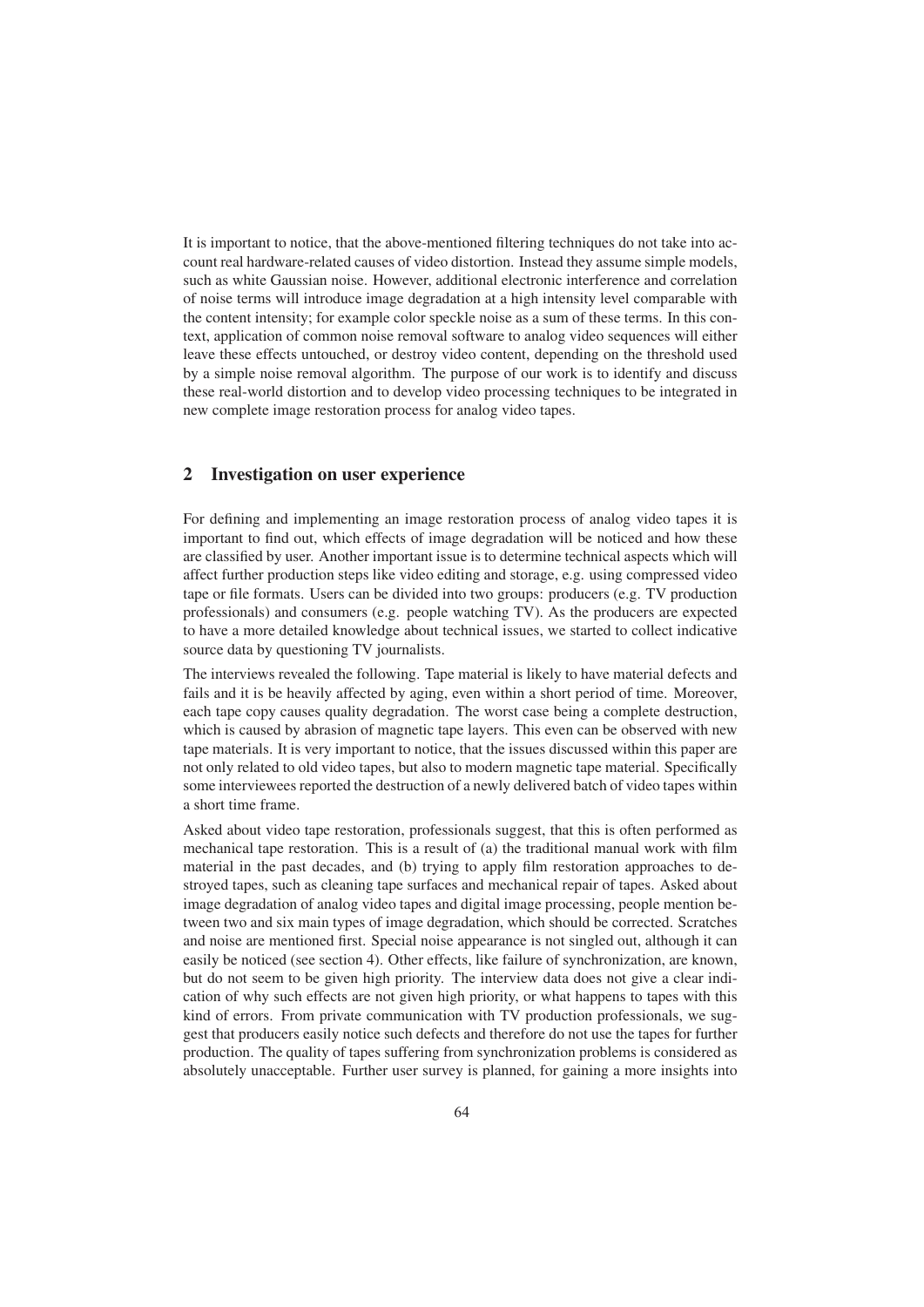It is important to notice, that the above-mentioned filtering techniques do not take into account real hardware-related causes of video distortion. Instead they assume simple models, such as white Gaussian noise. However, additional electronic interference and correlation of noise terms will introduce image degradation at a high intensity level comparable with the content intensity; for example color speckle noise as a sum of these terms. In this context, application of common noise removal software to analog video sequences will either leave these effects untouched, or destroy video content, depending on the threshold used by a simple noise removal algorithm. The purpose of our work is to identify and discuss these real-world distortion and to develop video processing techniques to be integrated in new complete image restoration process for analog video tapes.

## 2 Investigation on user experience

For defining and implementing an image restoration process of analog video tapes it is important to find out, which effects of image degradation will be noticed and how these are classified by user. Another important issue is to determine technical aspects which will affect further production steps like video editing and storage, e.g. using compressed video tape or file formats. Users can be divided into two groups: producers (e.g. TV production professionals) and consumers (e.g. people watching TV). As the producers are expected to have a more detailed knowledge about technical issues, we started to collect indicative source data by questioning TV journalists.

The interviews revealed the following. Tape material is likely to have material defects and fails and it is be heavily affected by aging, even within a short period of time. Moreover, each tape copy causes quality degradation. The worst case being a complete destruction, which is caused by abrasion of magnetic tape layers. This even can be observed with new tape materials. It is very important to notice, that the issues discussed within this paper are not only related to old video tapes, but also to modern magnetic tape material. Specifically some interviewees reported the destruction of a newly delivered batch of video tapes within a short time frame.

Asked about video tape restoration, professionals suggest, that this is often performed as mechanical tape restoration. This is a result of (a) the traditional manual work with film material in the past decades, and (b) trying to apply film restoration approaches to destroyed tapes, such as cleaning tape surfaces and mechanical repair of tapes. Asked about image degradation of analog video tapes and digital image processing, people mention between two and six main types of image degradation, which should be corrected. Scratches and noise are mentioned first. Special noise appearance is not singled out, although it can easily be noticed (see section 4). Other effects, like failure of synchronization, are known, but do not seem to be given high priority. The interview data does not give a clear indication of why such effects are not given high priority, or what happens to tapes with this kind of errors. From private communication with TV production professionals, we suggest that producers easily notice such defects and therefore do not use the tapes for further production. The quality of tapes suffering from synchronization problems is considered as absolutely unacceptable. Further user survey is planned, for gaining a more insights into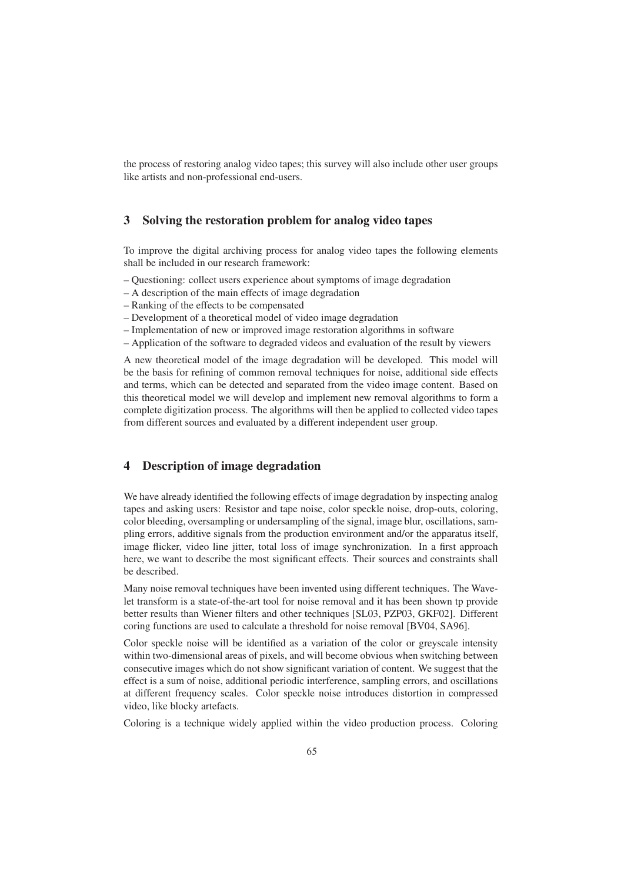the process of restoring analog video tapes; this survey will also include other user groups like artists and non-professional end-users.

## 3 Solving the restoration problem for analog video tapes

To improve the digital archiving process for analog video tapes the following elements shall be included in our research framework:

– Questioning: collect users experience about symptoms of image degradation
– A description of the main effects of image degradation
– Ranking of the effects to be compensated
– Development of a theoretical model of video image degradation
– Implementation of new or improved image restoration algorithms in software
– Application of the software to degraded videos and evaluation of the result by viewers

A new theoretical model of the image degradation will be developed. This model will be the basis for refining of common removal techniques for noise, additional side effects and terms, which can be detected and separated from the video image content. Based on this theoretical model we will develop and implement new removal algorithms to form a complete digitization process. The algorithms will then be applied to collected video tapes from different sources and evaluated by a different independent user group.

## 4 Description of image degradation

We have already identified the following effects of image degradation by inspecting analog tapes and asking users: Resistor and tape noise, color speckle noise, drop-outs, coloring, color bleeding, oversampling or undersampling of the signal, image blur, oscillations, sampling errors, additive signals from the production environment and/or the apparatus itself, image flicker, video line jitter, total loss of image synchronization. In a first approach here, we want to describe the most significant effects. Their sources and constraints shall be described.

Many noise removal techniques have been invented using different techniques. The Wavelet transform is a state-of-the-art tool for noise removal and it has been shown tp provide better results than Wiener filters and other techniques [SL03, PZP03, GKF02]. Different coring functions are used to calculate a threshold for noise removal [BV04, SA96].

Color speckle noise will be identified as a variation of the color or greyscale intensity within two-dimensional areas of pixels, and will become obvious when switching between consecutive images which do not show significant variation of content. We suggest that the effect is a sum of noise, additional periodic interference, sampling errors, and oscillations at different frequency scales. Color speckle noise introduces distortion in compressed video, like blocky artefacts.

Coloring is a technique widely applied within the video production process. Coloring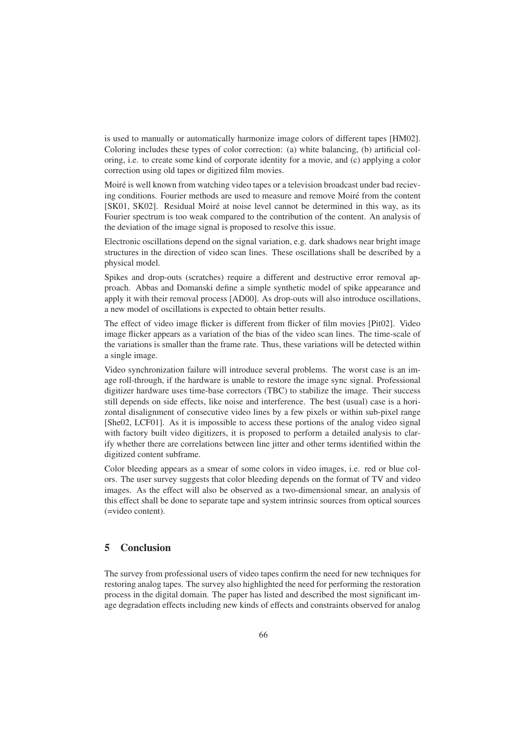is used to manually or automatically harmonize image colors of different tapes [HM02]. Coloring includes these types of color correction: (a) white balancing, (b) artificial coloring, i.e. to create some kind of corporate identity for a movie, and (c) applying a color correction using old tapes or digitized film movies.

Moiré is well known from watching video tapes or a television broadcast under bad recieving conditions. Fourier methods are used to measure and remove Moiré from the content [SK01, SK02]. Residual Moiré at noise level cannot be determined in this way, as its Fourier spectrum is too weak compared to the contribution of the content. An analysis of the deviation of the image signal is proposed to resolve this issue.

Electronic oscillations depend on the signal variation, e.g. dark shadows near bright image structures in the direction of video scan lines. These oscillations shall be described by a physical model.

Spikes and drop-outs (scratches) require a different and destructive error removal approach. Abbas and Domanski define a simple synthetic model of spike appearance and apply it with their removal process [AD00]. As drop-outs will also introduce oscillations, a new model of oscillations is expected to obtain better results.

The effect of video image flicker is different from flicker of film movies [Pit02]. Video image flicker appears as a variation of the bias of the video scan lines. The time-scale of the variations is smaller than the frame rate. Thus, these variations will be detected within a single image.

Video synchronization failure will introduce several problems. The worst case is an image roll-through, if the hardware is unable to restore the image sync signal. Professional digitizer hardware uses time-base correctors (TBC) to stabilize the image. Their success still depends on side effects, like noise and interference. The best (usual) case is a horizontal disalignment of consecutive video lines by a few pixels or within sub-pixel range [She02, LCF01]. As it is impossible to access these portions of the analog video signal with factory built video digitizers, it is proposed to perform a detailed analysis to clarify whether there are correlations between line jitter and other terms identified within the digitized content subframe.

Color bleeding appears as a smear of some colors in video images, i.e. red or blue colors. The user survey suggests that color bleeding depends on the format of TV and video images. As the effect will also be observed as a two-dimensional smear, an analysis of this effect shall be done to separate tape and system intrinsic sources from optical sources (=video content).

## 5 Conclusion

The survey from professional users of video tapes confirm the need for new techniques for restoring analog tapes. The survey also highlighted the need for performing the restoration process in the digital domain. The paper has listed and described the most significant image degradation effects including new kinds of effects and constraints observed for analog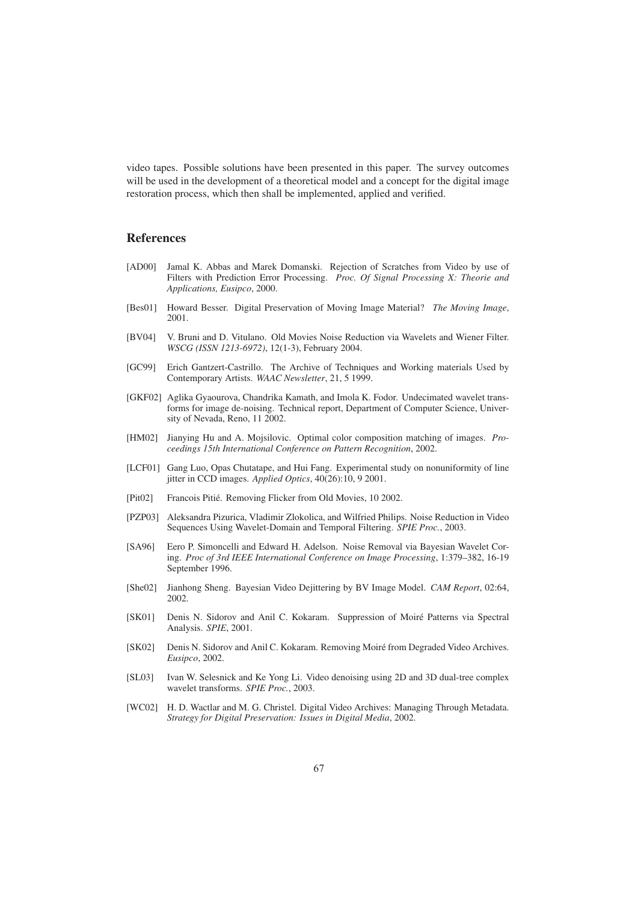video tapes. Possible solutions have been presented in this paper. The survey outcomes will be used in the development of a theoretical model and a concept for the digital image restoration process, which then shall be implemented, applied and verified.

## References

[AD00] Jamal K. Abbas and Marek Domanski. Rejection of Scratches from Video by use of Filters with Prediction Error Processing. *Proc. Of Signal Processing X: Theorie and Applications, Eusipco*, 2000.

[Bes01] Howard Besser. Digital Preservation of Moving Image Material? *The Moving Image*, 2001.

[BV04] V. Bruni and D. Vitulano. Old Movies Noise Reduction via Wavelets and Wiener Filter. *WSCG (ISSN 1213-6972)*, 12(1-3), February 2004.

[GC99] Erich Gantzert-Castrillo. The Archive of Techniques and Working materials Used by Contemporary Artists. *WAAC Newsletter*, 21, 5 1999.

[GKF02] Aglika Gyaourova, Chandrika Kamath, and Imola K. Fodor. Undecimated wavelet transforms for image de-noising. Technical report, Department of Computer Science, University of Nevada, Reno, 11 2002.

[HM02] Jianying Hu and A. Mojsilovic. Optimal color composition matching of images. *Proceedings 15th International Conference on Pattern Recognition*, 2002.

[LCF01] Gang Luo, Opas Chutatape, and Hui Fang. Experimental study on nonuniformity of line jitter in CCD images. *Applied Optics*, 40(26):10, 9 2001.

[Pit02] Francois Pitié. Removing Flicker from Old Movies, 10 2002.

[PZP03] Aleksandra Pizurica, Vladimir Zlokolica, and Wilfried Philips. Noise Reduction in Video Sequences Using Wavelet-Domain and Temporal Filtering. *SPIE Proc.*, 2003.

[SA96] Eero P. Simoncelli and Edward H. Adelson. Noise Removal via Bayesian Wavelet Coring. *Proc of 3rd IEEE International Conference on Image Processing*, 1:379–382, 16-19 September 1996.

[She02] Jianhong Sheng. Bayesian Video Dejittering by BV Image Model. *CAM Report*, 02:64, 2002.

[SK01] Denis N. Sidorov and Anil C. Kokaram. Suppression of Moiré Patterns via Spectral Analysis. *SPIE*, 2001.

[SK02] Denis N. Sidorov and Anil C. Kokaram. Removing Moiré from Degraded Video Archives. *Eusipco*, 2002.

[SL03] Ivan W. Selesnick and Ke Yong Li. Video denoising using 2D and 3D dual-tree complex wavelet transforms. *SPIE Proc.*, 2003.

[WC02] H. D. Wactlar and M. G. Christel. Digital Video Archives: Managing Through Metadata. *Strategy for Digital Preservation: Issues in Digital Media*, 2002.